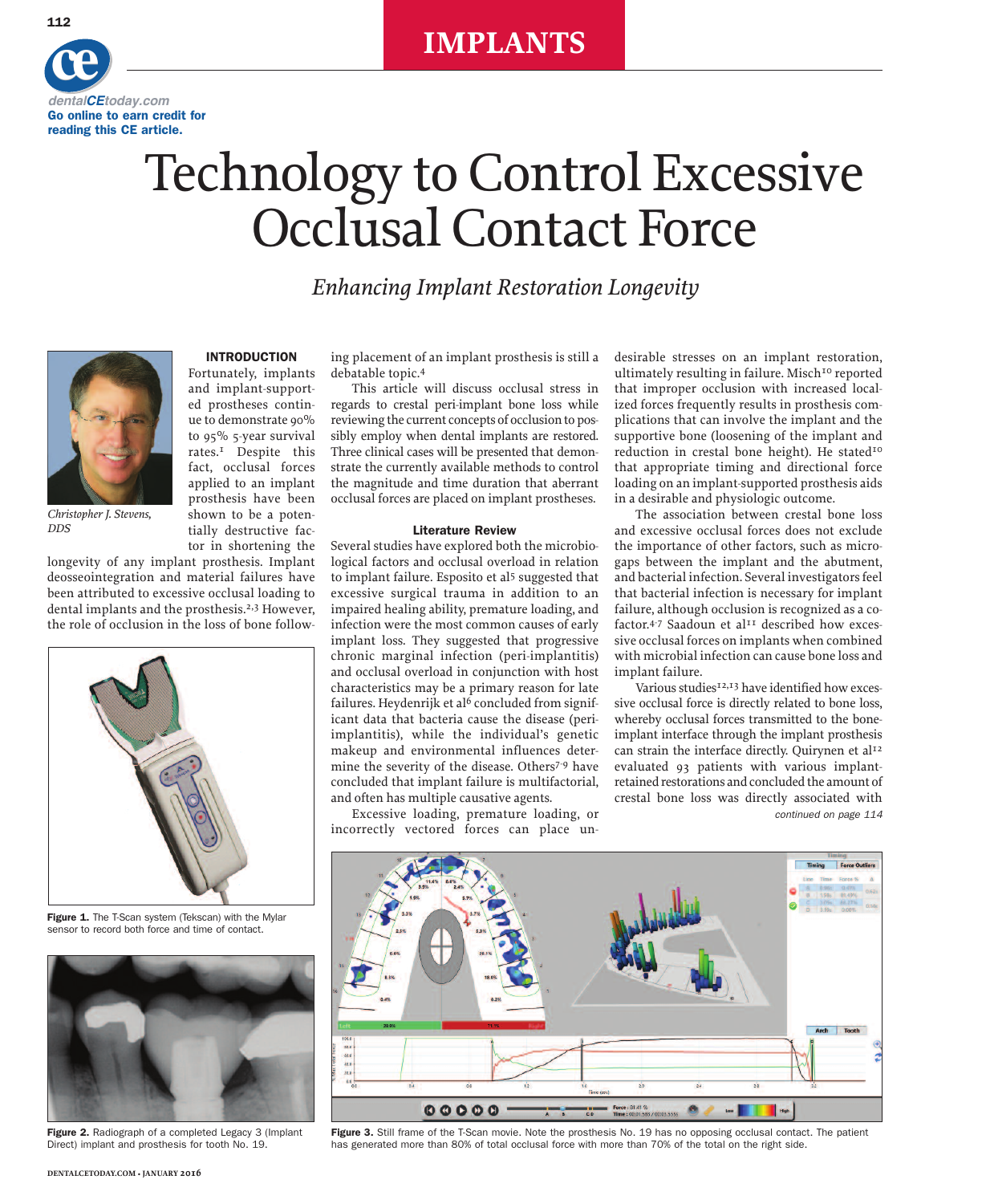IMPLANTS

dentalCEtoday.com
Go online to earn credit for reading this CE article.

# Technology to Control Excessive Occlusal Contact Force

## *Enhancing Implant Restoration Longevity*

*Christopher J. Stevens, DDS*

### INTRODUCTION

Fortunately, implants and implant-supported prostheses continue to demonstrate 90% to 95% 5-year survival rates.[1] Despite this fact, occlusal forces applied to an implant prosthesis have been shown to be a potentially destructive factor in shortening the longevity of any implant prosthesis. Implant deosseointegration and material failures have been attributed to excessive occlusal loading to dental implants and the prosthesis.[2,3] However, the role of occlusion in the loss of bone following placement of an implant prosthesis is still a debatable topic.[4]

This article will discuss occlusal stress in regards to crestal peri-implant bone loss while reviewing the current concepts of occlusion to possibly employ when dental implants are restored. Three clinical cases will be presented that demonstrate the currently available methods to control the magnitude and time duration that aberrant occlusal forces are placed on implant prostheses.

### Literature Review

Several studies have explored both the microbiological factors and occlusal overload in relation to implant failure. Esposito et al[5] suggested that excessive surgical trauma in addition to an impaired healing ability, premature loading, and infection were the most common causes of early implant loss. They suggested that progressive chronic marginal infection (peri-implantitis) and occlusal overload in conjunction with host characteristics may be a primary reason for late failures. Heydenrijk et al[6] concluded from significant data that bacteria cause the disease (peri-implantitis), while the individual's genetic makeup and environmental influences determine the severity of the disease. Others[7-9] have concluded that implant failure is multifactorial, and often has multiple causative agents.

Excessive loading, premature loading, or incorrectly vectored forces can place undesirable stresses on an implant restoration, ultimately resulting in failure. Misch[10] reported that improper occlusion with increased localized forces frequently results in prosthesis complications that can involve the implant and the supportive bone (loosening of the implant and reduction in crestal bone height). He stated[10] that appropriate timing and directional force loading on an implant-supported prosthesis aids in a desirable and physiologic outcome.

The association between crestal bone loss and excessive occlusal forces does not exclude the importance of other factors, such as microgaps between the implant and the abutment, and bacterial infection. Several investigators feel that bacterial infection is necessary for implant failure, although occlusion is recognized as a co-factor.[4,7] Saadoun et al[11] described how excessive occlusal forces on implants when combined with microbial infection can cause bone loss and implant failure.

Various studies[12,13] have identified how excessive occlusal force is directly related to bone loss, whereby occlusal forces transmitted to the bone-implant interface through the implant prosthesis can strain the interface directly. Quirynen et al[12] evaluated 93 patients with various implant-retained restorations and concluded the amount of crestal bone loss was directly associated with

*continued on page 114*

**Figure 1.** The T-Scan system (Tekscan) with the Mylar sensor to record both force and time of contact.

**Figure 2.** Radiograph of a completed Legacy 3 (Implant Direct) implant and prosthesis for tooth No. 19.

**Figure 3.** Still frame of the T-Scan movie. Note the prosthesis No. 19 has no opposing occlusal contact. The patient has generated more than 80% of total occlusal force with more than 70% of the total on the right side.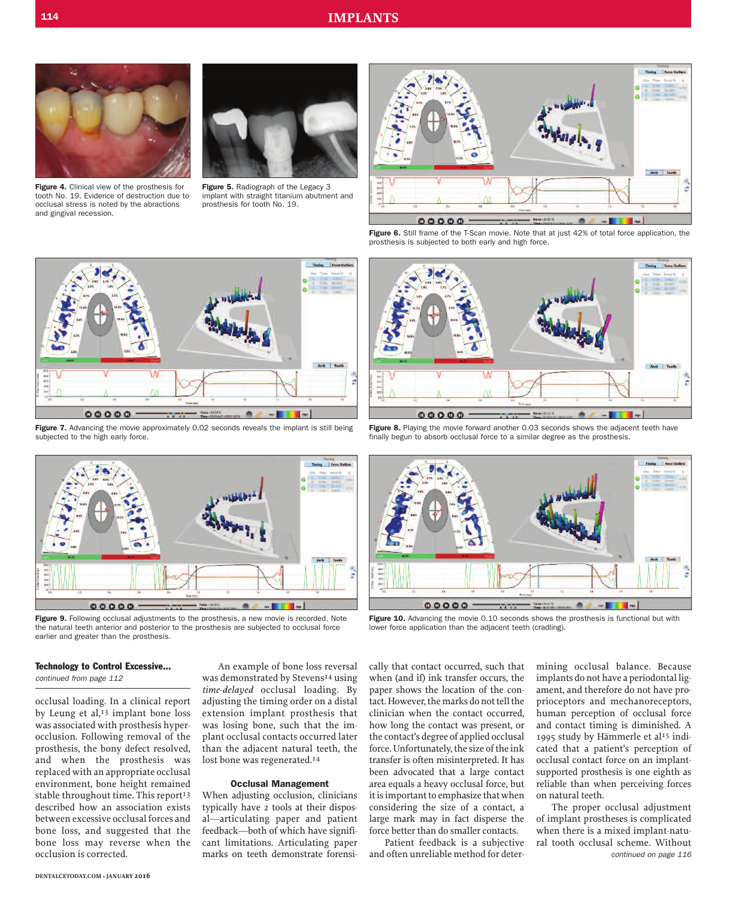Figure 4. Clinical view of the prosthesis for tooth No. 19. Evidence of destruction due to occlusal stress is noted by the abfractions and gingival recession.

Figure 5. Radiograph of the Legacy 3 implant with straight titanium abutment and prosthesis for tooth No. 19.

Figure 6. Still frame of the T-Scan movie. Note that at just 42% of total force application, the prosthesis is subjected to both early and high force.

Figure 7. Advancing the movie approximately 0.02 seconds reveals the implant is still being subjected to the high early force.

Figure 8. Playing the movie forward another 0.03 seconds shows the adjacent teeth have finally begun to absorb occlusal force to a similar degree as the prosthesis.

Figure 9. Following occlusal adjustments to the prosthesis, a new movie is recorded. Note the natural teeth anterior and posterior to the prosthesis are subjected to occlusal force earlier and greater than the prosthesis.

Figure 10. Advancing the movie 0.10 seconds shows the prosthesis is functional but with lower force application than the adjacent teeth (cradling).

**Technology to Control Excessive...**

*continued from page 112*

occlusal loading. In a clinical report by Leung et al,[13] implant bone loss was associated with prosthesis hyperocclusion. Following removal of the prosthesis, the bony defect resolved, and when the prosthesis was replaced with an appropriate occlusal environment, bone height remained stable throughout time. This report[13] described how an association exists between excessive occlusal forces and bone loss, and suggested that the bone loss may reverse when the occlusion is corrected.

An example of bone loss reversal was demonstrated by Stevens[14] using *time-delayed* occlusal loading. By adjusting the timing order on a distal extension implant prosthesis that was losing bone, such that the implant occlusal contacts occurred later than the adjacent natural teeth, the lost bone was regenerated.[14]

### Occlusal Management

When adjusting occlusion, clinicians typically have 2 tools at their disposal—articulating paper and patient feedback—both of which have significant limitations. Articulating paper marks on teeth demonstrate forensically that contact occurred, such that when (and if) ink transfer occurs, the paper shows the location of the contact. However, the marks do not tell the clinician when the contact occurred, how long the contact was present, or the contact's degree of applied occlusal force. Unfortunately, the size of the ink transfer is often misinterpreted. It has been advocated that a large contact area equals a heavy occlusal force, but it is important to emphasize that when considering the size of a contact, a large mark may in fact disperse the force better than do smaller contacts.

Patient feedback is a subjective and often unreliable method for determining occlusal balance. Because implants do not have a periodontal ligament, and therefore do not have proprioceptors and mechanoreceptors, human perception of occlusal force and contact timing is diminished. A 1995 study by Hämmerle et al[15] indicated that a patient's perception of occlusal contact force on an implant-supported prosthesis is one eighth as reliable than when perceiving forces on natural teeth.

The proper occlusal adjustment of implant prostheses is complicated when there is a mixed implant-natural tooth occlusal scheme. Without

*continued on page 116*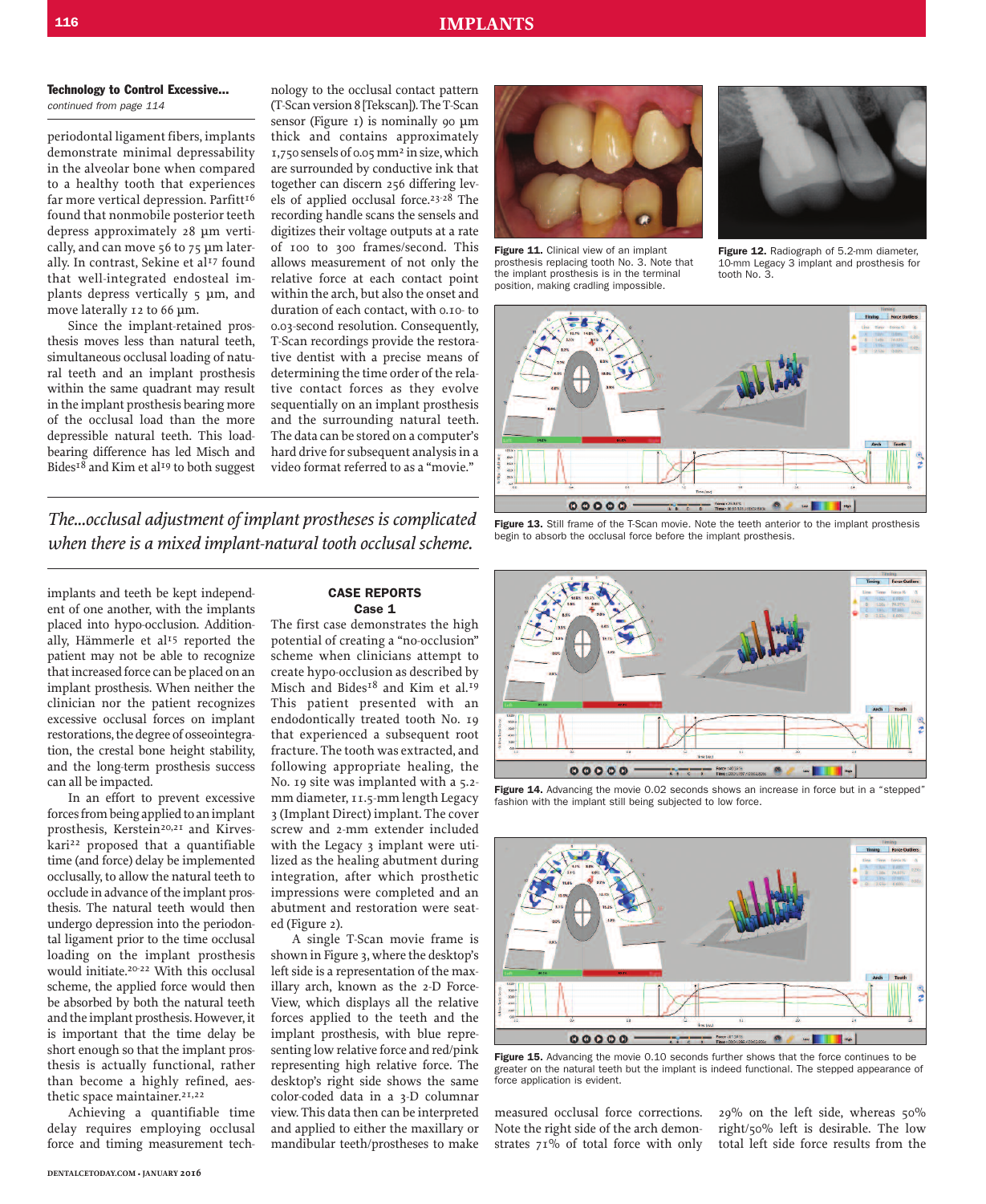### Technology to Control Excessive...

*continued from page 114*

periodontal ligament fibers, implants demonstrate minimal depressability in the alveolar bone when compared to a healthy tooth that experiences far more vertical depression. Parfitt[16] found that nonmobile posterior teeth depress approximately 28 µm vertically, and can move 56 to 75 µm laterally. In contrast, Sekine et al[17] found that well-integrated endosteal implants depress vertically 5 µm, and move laterally 12 to 66 µm.

Since the implant-retained prosthesis moves less than natural teeth, simultaneous occlusal loading of natural teeth and an implant prosthesis within the same quadrant may result in the implant prosthesis bearing more of the occlusal load than the more depressible natural teeth. This load-bearing difference has led Misch and Bides[18] and Kim et al[19] to both suggest implants and teeth be kept independent of one another, with the implants placed into hypo-occlusion. Additionally, Hämmerle et al[15] reported the patient may not be able to recognize that increased force can be placed on an implant prosthesis. When neither the clinician nor the patient recognizes excessive occlusal forces on implant restorations, the degree of osseointegration, the crestal bone height stability, and the long-term prosthesis success can all be impacted.

In an effort to prevent excessive forces from being applied to an implant prosthesis, Kerstein[20,21] and Kirveskari[22] proposed that a quantifiable time (and force) delay be implemented occlusally, to allow the natural teeth to occlude in advance of the implant prosthesis. The natural teeth would then undergo depression into the periodontal ligament prior to the time occlusal loading on the implant prosthesis would initiate.[20-22] With this occlusal scheme, the applied force would then be absorbed by both the natural teeth and the implant prosthesis. However, it is important that the time delay be short enough so that the implant prosthesis is actually functional, rather than become a highly refined, aesthetic space maintainer.[21,22]

Achieving a quantifiable time delay requires employing occlusal force and timing measurement technology to the occlusal contact pattern (T-Scan version 8 [Tekscan]). The T-Scan sensor (Figure 1) is nominally 90 µm thick and contains approximately 1,750 sensels of 0.05 mm² in size, which are surrounded by conductive ink that together can discern 256 differing levels of applied occlusal force.[23-28] The recording handle scans the sensels and digitizes their voltage outputs at a rate of 100 to 300 frames/second. This allows measurement of not only the relative force at each contact point within the arch, but also the onset and duration of each contact, with 0.10- to 0.03-second resolution. Consequently, T-Scan recordings provide the restorative dentist with a precise means of determining the time order of the relative contact forces as they evolve sequentially on an implant prosthesis and the surrounding natural teeth. The data can be stored on a computer's hard drive for subsequent analysis in a video format referred to as a "movie."

*The...occlusal adjustment of implant prostheses is complicated when there is a mixed implant-natural tooth occlusal scheme.*

## CASE REPORTS

### Case 1

The first case demonstrates the high potential of creating a "no-occlusion" scheme when clinicians attempt to create hypo-occlusion as described by Misch and Bides[18] and Kim et al.[19] This patient presented with an endodontically treated tooth No. 19 that experienced a subsequent root fracture. The tooth was extracted, and following appropriate healing, the No. 19 site was implanted with a 5.2-mm diameter, 11.5-mm length Legacy 3 (Implant Direct) implant. The cover screw and 2-mm extender included with the Legacy 3 implant were utilized as the healing abutment during integration, after which prosthetic impressions were completed and an abutment and restoration were seated (Figure 2).

A single T-Scan movie frame is shown in Figure 3, where the desktop's left side is a representation of the maxillary arch, known as the 2-D Force-View, which displays all the relative forces applied to the teeth and the implant prosthesis, with blue representing low relative force and red/pink representing high relative force. The desktop's right side shows the same color-coded data in a 3-D columnar view. This data then can be interpreted and applied to either the maxillary or mandibular teeth/prostheses to make measured occlusal force corrections. Note the right side of the arch demonstrates 71% of total force with only 29% on the left side, whereas 50% right/50% left is desirable. The low total left side force results from the

**Figure 11.** Clinical view of an implant prosthesis replacing tooth No. 3. Note that the implant prosthesis is in the terminal position, making cradling impossible.

**Figure 12.** Radiograph of 5.2-mm diameter, 10-mm Legacy 3 implant and prosthesis for tooth No. 3.

**Figure 13.** Still frame of the T-Scan movie. Note the teeth anterior to the implant prosthesis begin to absorb the occlusal force before the implant prosthesis.

**Figure 14.** Advancing the movie 0.02 seconds shows an increase in force but in a "stepped" fashion with the implant still being subjected to low force.

**Figure 15.** Advancing the movie 0.10 seconds further shows that the force continues to be greater on the natural teeth but the implant is indeed functional. The stepped appearance of force application is evident.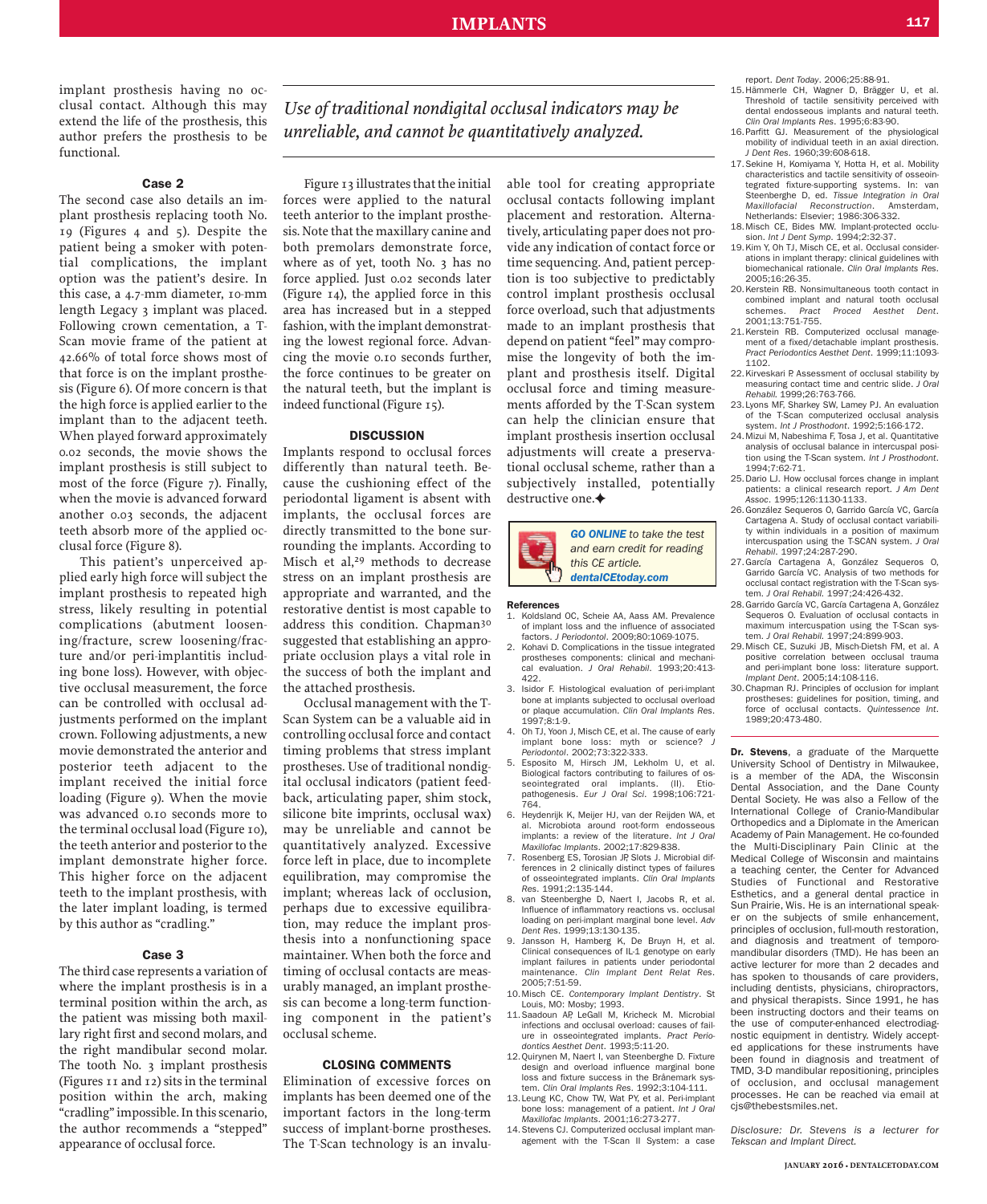implant prosthesis having no occlusal contact. Although this may extend the life of the prosthesis, this author prefers the prosthesis to be functional.

### Case 2

The second case also details an implant prosthesis replacing tooth No. 19 (Figures 4 and 5). Despite the patient being a smoker with potential complications, the implant option was the patient's desire. In this case, a 4.7-mm diameter, 10-mm length Legacy 3 implant was placed. Following crown cementation, a T-Scan movie frame of the patient at 42.66% of total force shows most of that force is on the implant prosthesis (Figure 6). Of more concern is that the high force is applied earlier to the implant than to the adjacent teeth. When played forward approximately 0.02 seconds, the movie shows the implant prosthesis is still subject to most of the force (Figure 7). Finally, when the movie is advanced forward another 0.03 seconds, the adjacent teeth absorb more of the applied occlusal force (Figure 8).

This patient's unperceived applied early high force will subject the implant prosthesis to repeated high stress, likely resulting in potential complications (abutment loosening/fracture, screw loosening/fracture and/or peri-implantitis including bone loss). However, with objective occlusal measurement, the force can be controlled with occlusal adjustments performed on the implant crown. Following adjustments, a new movie demonstrated the anterior and posterior teeth adjacent to the implant received the initial force loading (Figure 9). When the movie was advanced 0.10 seconds more to the terminal occlusal load (Figure 10), the teeth anterior and posterior to the implant demonstrate higher force. This higher force on the adjacent teeth to the implant prosthesis, with the later implant loading, is termed by this author as "cradling."

### Case 3

The third case represents a variation of where the implant prosthesis is in a terminal position within the arch, as the patient was missing both maxillary right first and second molars, and the right mandibular second molar. The tooth No. 3 implant prosthesis (Figures 11 and 12) sits in the terminal position within the arch, making "cradling" impossible. In this scenario, the author recommends a "stepped" appearance of occlusal force.

*Use of traditional nondigital occlusal indicators may be unreliable, and cannot be quantitatively analyzed.*

Figure 13 illustrates that the initial forces were applied to the natural teeth anterior to the implant prosthesis. Note that the maxillary canine and both premolars demonstrate force, where as of yet, tooth No. 3 has no force applied. Just 0.02 seconds later (Figure 14), the applied force in this area has increased but in a stepped fashion, with the implant demonstrating the lowest regional force. Advancing the movie 0.10 seconds further, the force continues to be greater on the natural teeth, but the implant is indeed functional (Figure 15).

### DISCUSSION

Implants respond to occlusal forces differently than natural teeth. Because the cushioning effect of the periodontal ligament is absent with implants, the occlusal forces are directly transmitted to the bone surrounding the implants. According to Misch et al,[29] methods to decrease stress on an implant prosthesis are appropriate and warranted, and the restorative dentist is most capable to address this condition. Chapman[30] suggested that establishing an appropriate occlusion plays a vital role in the success of both the implant and the attached prosthesis.

Occlusal management with the T-Scan System can be a valuable aid in controlling occlusal force and contact timing problems that stress implant prostheses. Use of traditional nondigital occlusal indicators (patient feedback, articulating paper, shim stock, silicone bite imprints, occlusal wax) may be unreliable and cannot be quantitatively analyzed. Excessive force left in place, due to incomplete equilibration, may compromise the implant; whereas lack of occlusion, perhaps due to excessive equilibration, may reduce the implant prosthesis into a nonfunctioning space maintainer. When both the force and timing of occlusal contacts are measurably managed, an implant prosthesis can become a long-term functioning component in the patient's occlusal scheme.

### CLOSING COMMENTS

Elimination of excessive forces on implants has been deemed one of the important factors in the long-term success of implant-borne prostheses. The T-Scan technology is an invaluable tool for creating appropriate occlusal contacts following implant placement and restoration. Alternatively, articulating paper does not provide any indication of contact force or time sequencing. And, patient perception is too subjective to predictably control implant prosthesis occlusal force overload, such that adjustments made to an implant prosthesis that depend on patient "feel" may compromise the longevity of both the implant and prosthesis itself. Digital occlusal force and timing measurements afforded by the T-Scan system can help the clinician ensure that implant prosthesis insertion occlusal adjustments will create a preservational occlusal scheme, rather than a subjectively installed, potentially destructive one.✦

***GO ONLINE** to take the test and earn credit for reading this CE article.* ***dentalCEtoday.com***

### References

1. Koldsland OC, Scheie AA, Aass AM. Prevalence of implant loss and the influence of associated factors. *J Periodontol*. 2009;80:1069-1075.
2. Kohavi D. Complications in the tissue integrated prostheses components: clinical and mechanical evaluation. *J Oral Rehabil*. 1993;20:413-422.
3. Isidor F. Histological evaluation of peri-implant bone at implants subjected to occlusal overload or plaque accumulation. *Clin Oral Implants Res*. 1997;8:1-9.
4. Oh TJ, Yoon J, Misch CE, et al. The cause of early implant bone loss: myth or science? *J Periodontol*. 2002;73:322-333.
5. Esposito M, Hirsch JM, Lekholm U, et al. Biological factors contributing to failures of osseointegrated oral implants. (II). Etiopathogenesis. *Eur J Oral Sci*. 1998;106:721-764.
6. Heydenrijk K, Meijer HJ, van der Reijden WA, et al. Microbiota around root-form endosseous implants: a review of the literature. *Int J Oral Maxillofac Implants*. 2002;17:829-838.
7. Rosenberg ES, Torosian JP, Slots J. Microbial differences in 2 clinically distinct types of failures of osseointegrated implants. *Clin Oral Implants Res*. 1991;2:135-144.
8. van Steenberghe D, Naert I, Jacobs R, et al. Influence of inflammatory reactions vs. occlusal loading on peri-implant marginal bone level. *Adv Dent Res*. 1999;13:130-135.
9. Jansson H, Hamberg K, De Bruyn H, et al. Clinical consequences of IL-1 genotype on early implant failures in patients under periodontal maintenance. *Clin Implant Dent Relat Res*. 2005;7:51-59.
10. Misch CE. *Contemporary Implant Dentistry*. St Louis, MO: Mosby; 1993.
11. Saadoun AP, LeGall M, Kricheck M. Microbial infections and occlusal overload: causes of failure in osseointegrated implants. *Pract Periodontics Aesthet Dent*. 1993;5:11-20.
12. Quirynen M, Naert I, van Steenberghe D. Fixture design and overload influence marginal bone loss and fixture success in the Brånemark system. *Clin Oral Implants Res*. 1992;3:104-111.
13. Leung KC, Chow TW, Wat PY, et al. Peri-implant bone loss: management of a patient. *Int J Oral Maxillofac Implants*. 2001;16:273-277.
14. Stevens CJ. Computerized occlusal implant management with the T-Scan II System: a case report. *Dent Today*. 2006;25:88-91.
15. Hämmerle CH, Wagner D, Brägger U, et al. Threshold of tactile sensitivity perceived with dental endosseous implants and natural teeth. *Clin Oral Implants Res*. 1995;6:83-90.
16. Parfitt GJ. Measurement of the physiological mobility of individual teeth in an axial direction. *J Dent Res*. 1960;39:608-618.
17. Sekine H, Komiyama Y, Hotta H, et al. Mobility characteristics and tactile sensitivity of osseointegrated fixture-supporting systems. In: van Steenberghe D, ed. *Tissue Integration in Oral Maxillofacial Reconstruction*. Amsterdam, Netherlands: Elsevier; 1986:306-332.
18. Misch CE, Bides MW. Implant-protected occlusion. *Int J Dent Symp*. 1994;2:32-37.
19. Kim Y, Oh TJ, Misch CE, et al. Occlusal considerations in implant therapy: clinical guidelines with biomechanical rationale. *Clin Oral Implants Res*. 2005;16:26-35.
20. Kerstein RB. Nonsimultaneous tooth contact in combined implant and natural tooth occlusal schemes. *Pract Proced Aesthet Dent*. 2001;13:751-755.
21. Kerstein RB. Computerized occlusal management of a fixed/detachable implant prosthesis. *Pract Periodontics Aesthet Dent*. 1999;11:1093-1102.
22. Kirveskari P. Assessment of occlusal stability by measuring contact time and centric slide. *J Oral Rehabil*. 1999;26:763-766.
23. Lyons MF, Sharkey SW, Lamey PJ. An evaluation of the T-Scan computerized occlusal analysis system. *Int J Prosthodont*. 1992;5:166-172.
24. Mizui M, Nabeshima F, Tosa J, et al. Quantitative analysis of occlusal balance in intercuspal position using the T-Scan system. *Int J Prosthodont*. 1994;7:62-71.
25. Dario LJ. How occlusal forces change in implant patients: a clinical research report. *J Am Dent Assoc*. 1995;126:1130-1133.
26. González Sequeros O, Garrido García VC, García Cartagena A. Study of occlusal contact variability within individuals in a position of maximum intercuspation using the T-SCAN system. *J Oral Rehabil*. 1997;24:287-290.
27. García Cartagena A, González Sequeros O, Garrido García VC. Analysis of two methods for occlusal contact registration with the T-Scan system. *J Oral Rehabil*. 1997;24:426-432.
28. Garrido García VC, García Cartagena A, González Sequeros O. Evaluation of occlusal contacts in maximum intercuspation using the T-Scan system. *J Oral Rehabil*. 1997;24:899-903.
29. Misch CE, Suzuki JB, Misch-Dietsh FM, et al. A positive correlation between occlusal trauma and peri-implant bone loss: literature support. *Implant Dent*. 2005;14:108-116.
30. Chapman RJ. Principles of occlusion for implant prostheses: guidelines for position, timing, and force of occlusal contacts. *Quintessence Int*. 1989;20:473-480.

---

**Dr. Stevens**, a graduate of the Marquette University School of Dentistry in Milwaukee, is a member of the ADA, the Wisconsin Dental Association, and the Dane County Dental Society. He was also a Fellow of the International College of Cranio-Mandibular Orthopedics and a Diplomate in the American Academy of Pain Management. He co-founded the Multi-Disciplinary Pain Clinic at the Medical College of Wisconsin and maintains a teaching center, the Center for Advanced Studies of Functional and Restorative Esthetics, and a general dental practice in Sun Prairie, Wis. He is an international speaker on the subjects of smile enhancement, principles of occlusion, full-mouth restoration, and diagnosis and treatment of temporomandibular disorders (TMD). He has been an active lecturer for more than 2 decades and has spoken to thousands of care providers, including dentists, physicians, chiropractors, and physical therapists. Since 1991, he has been instructing doctors and their teams on the use of computer-enhanced electrodiagnostic equipment in dentistry. Widely accepted applications for these instruments have been found in diagnosis and treatment of TMD, 3-D mandibular repositioning, principles of occlusion, and occlusal management processes. He can be reached via email at cjs@thebestsmiles.net.

*Disclosure: Dr. Stevens is a lecturer for Tekscan and Implant Direct.*